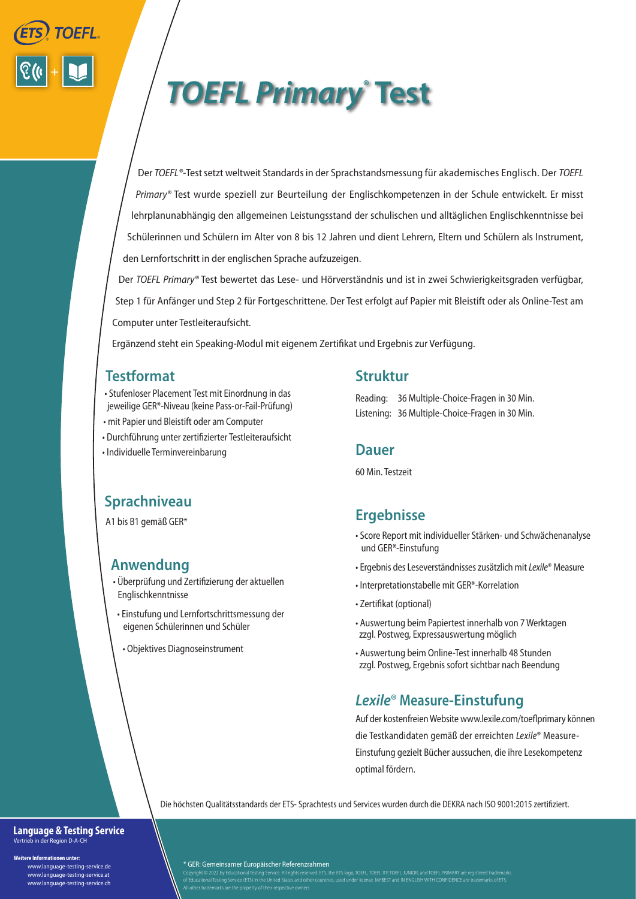ETS TOEFL

# *TOEFL Primary*® Test

Der *TOEFL*®-Test setzt weltweit Standards in der Sprachstandsmessung für akademisches Englisch. Der *TOEFL Primary*® Test wurde speziell zur Beurteilung der Englischkompetenzen in der Schule entwickelt. Er misst lehrplanunabhängig den allgemeinen Leistungsstand der schulischen und alltäglichen Englischkenntnisse bei Schülerinnen und Schülern im Alter von 8 bis 12 Jahren und dient Lehrern, Eltern und Schülern als Instrument, den Lernfortschritt in der englischen Sprache aufzuzeigen.

Der *TOEFL Primary*® Test bewertet das Lese- und Hörverständnis und ist in zwei Schwierigkeitsgraden verfügbar, Step 1 für Anfänger und Step 2 für Fortgeschrittene. Der Test erfolgt auf Papier mit Bleistift oder als Online-Test am Computer unter Testleiteraufsicht.

Ergänzend steht ein Speaking-Modul mit eigenem Zertifikat und Ergebnis zur Verfügung.

## Testformat

- Stufenloser Placement Test mit Einordnung in das jeweilige GER*-Niveau (keine Pass-or-Fail-Prüfung)
- mit Papier und Bleistift oder am Computer
- Durchführung unter zertifizierter Testleiteraufsicht
- Individuelle Terminvereinbarung

## Sprachniveau

A1 bis B1 gemäß GER*

## Anwendung

- Überprüfung und Zertifizierung der aktuellen Englischkenntnisse
- Einstufung und Lernfortschrittsmessung der eigenen Schülerinnen und Schüler
- Objektives Diagnoseinstrument

## Struktur

Reading: 36 Multiple-Choice-Fragen in 30 Min.
Listening: 36 Multiple-Choice-Fragen in 30 Min.

## Dauer

60 Min. Testzeit

## Ergebnisse

- Score Report mit individueller Stärken- und Schwächenanalyse und GER*-Einstufung
- Ergebnis des Leseverständnisses zusätzlich mit *Lexile*® Measure
- Interpretationstabelle mit GER*-Korrelation
- Zertifikat (optional)
- Auswertung beim Papiertest innerhalb von 7 Werktagen zzgl. Postweg, Expressauswertung möglich
- Auswertung beim Online-Test innerhalb 48 Stunden zzgl. Postweg, Ergebnis sofort sichtbar nach Beendung

## *Lexile*® Measure-Einstufung

Auf der kostenfreien Website www.lexile.com/toeflprimary können die Testkandidaten gemäß der erreichten *Lexile*® Measure-Einstufung gezielt Bücher aussuchen, die ihre Lesekompetenz optimal fördern.

Die höchsten Qualitätsstandards der ETS- Sprachtests und Services wurden durch die DEKRA nach ISO 9001:2015 zertifiziert.

**Language & Testing Service**
Vertrieb in der Region D-A-CH

**Weitere Informationen unter:**
www.language-testing-service.de
www.language-testing-service.at
www.language-testing-service.ch

\* GER: Gemeinsamer Europäischer Referenzrahmen

Copyright © 2022 by Educational Testing Service. All rights reserved. ETS, the ETS logo, TOEFL, TOEFL ITP, TOEFL JUNIOR, and TOEFL PRIMARY are registered trademarks of Educational Testing Service (ETS) in the United States and other countries, used under license. MYBEST and IN ENGLISH WITH CONFIDENCE are trademarks of ETS. All other trademarks are the property of their respective owners.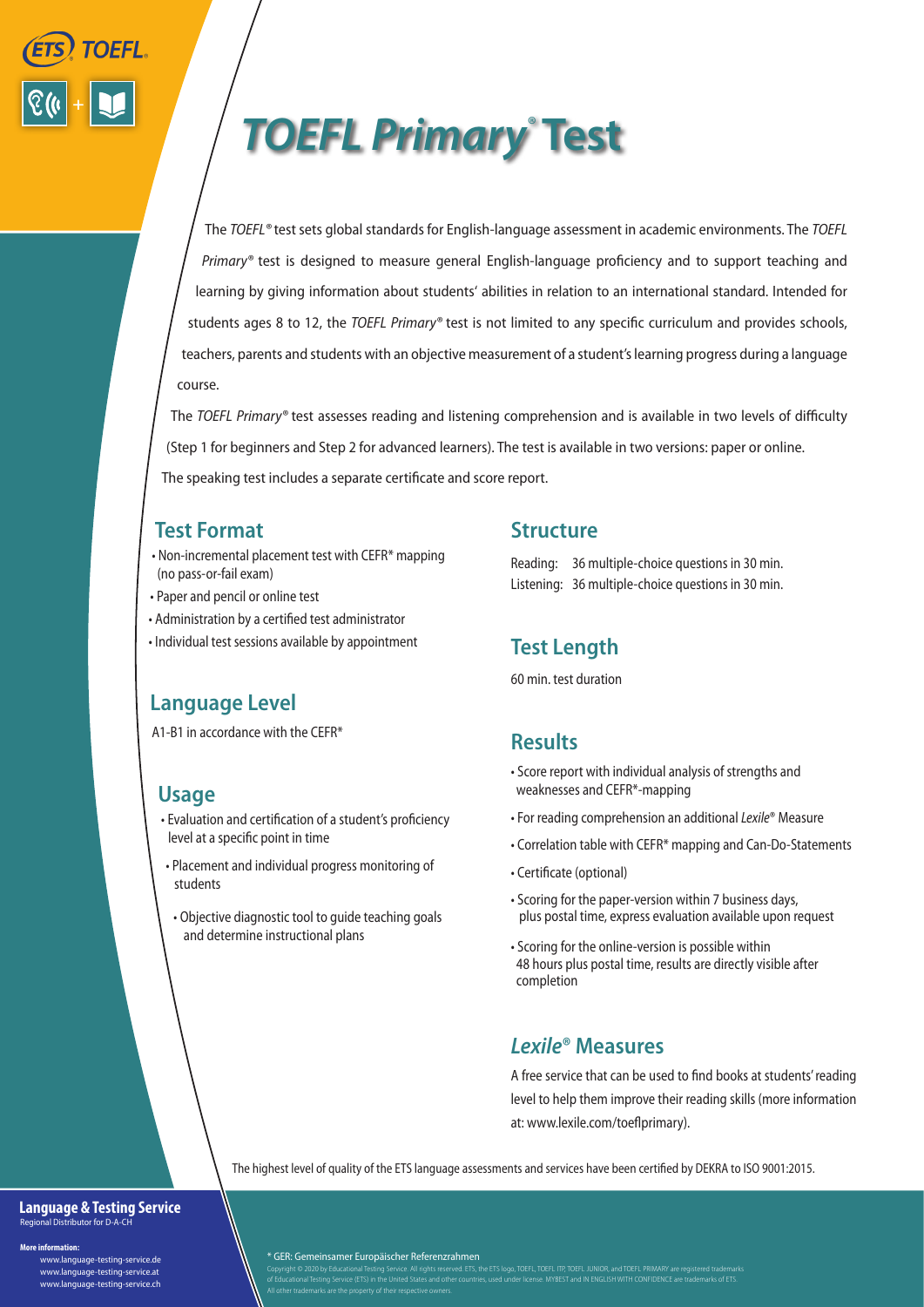# *TOEFL Primary*® Test

The *TOEFL*® test sets global standards for English-language assessment in academic environments. The *TOEFL Primary*® test is designed to measure general English-language proficiency and to support teaching and learning by giving information about students' abilities in relation to an international standard. Intended for students ages 8 to 12, the *TOEFL Primary*® test is not limited to any specific curriculum and provides schools, teachers, parents and students with an objective measurement of a student's learning progress during a language course.

The *TOEFL Primary*® test assesses reading and listening comprehension and is available in two levels of difficulty (Step 1 for beginners and Step 2 for advanced learners). The test is available in two versions: paper or online. The speaking test includes a separate certificate and score report.

## Test Format

- Non-incremental placement test with CEFR* mapping (no pass-or-fail exam)
- Paper and pencil or online test
- Administration by a certified test administrator
- Individual test sessions available by appointment

## Language Level

A1-B1 in accordance with the CEFR*

## Usage

- Evaluation and certification of a student's proficiency level at a specific point in time
- Placement and individual progress monitoring of students
- Objective diagnostic tool to guide teaching goals and determine instructional plans

## Structure

Reading: 36 multiple-choice questions in 30 min.
Listening: 36 multiple-choice questions in 30 min.

## Test Length

60 min. test duration

## Results

- Score report with individual analysis of strengths and weaknesses and CEFR*-mapping
- For reading comprehension an additional *Lexile*® Measure
- Correlation table with CEFR* mapping and Can-Do-Statements
- Certificate (optional)
- Scoring for the paper-version within 7 business days, plus postal time, express evaluation available upon request
- Scoring for the online-version is possible within 48 hours plus postal time, results are directly visible after completion

## *Lexile*® Measures

A free service that can be used to find books at students' reading level to help them improve their reading skills (more information at: www.lexile.com/toeflprimary).

The highest level of quality of the ETS language assessments and services have been certified by DEKRA to ISO 9001:2015.

**Language & Testing Service**
Regional Distributor for D-A-CH

**More information:**
www.language-testing-service.de
www.language-testing-service.at
www.language-testing-service.ch

\* GER: Gemeinsamer Europäischer Referenzrahmen

Copyright © 2020 by Educational Testing Service. All rights reserved. ETS, the ETS logo, TOEFL, TOEFL ITP, TOEFL JUNIOR, and TOEFL PRIMARY are registered trademarks of Educational Testing Service (ETS) in the United States and other countries, used under license. MYBEST and IN ENGLISH WITH CONFIDENCE are trademarks of ETS. All other trademarks are the property of their respective owners.